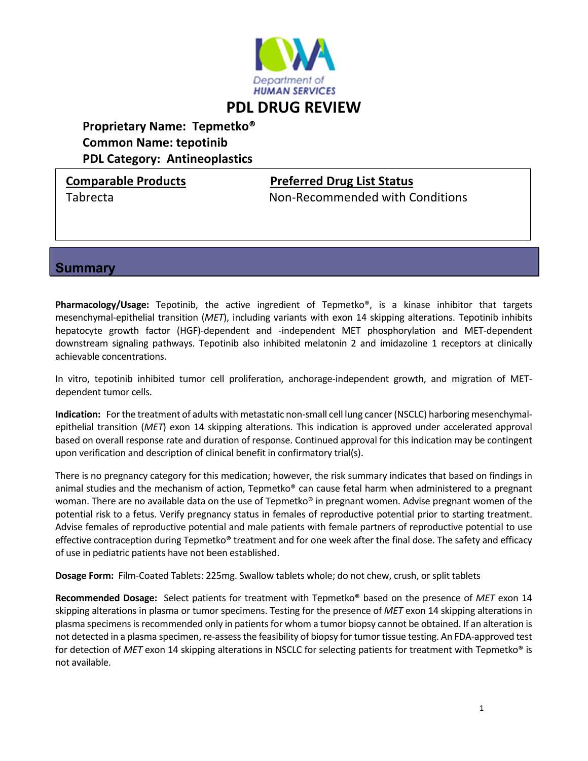Department of HUMAN SERVICES

# PDL DRUG REVIEW

**Proprietary Name: Tepmetko®**
**Common Name: tepotinib**
**PDL Category: Antineoplastics**

| Comparable Products | Preferred Drug List Status |
|---|---|
| Tabrecta | Non-Recommended with Conditions |

## Summary

**Pharmacology/Usage:** Tepotinib, the active ingredient of Tepmetko®, is a kinase inhibitor that targets mesenchymal-epithelial transition (*MET*), including variants with exon 14 skipping alterations. Tepotinib inhibits hepatocyte growth factor (HGF)-dependent and -independent MET phosphorylation and MET-dependent downstream signaling pathways. Tepotinib also inhibited melatonin 2 and imidazoline 1 receptors at clinically achievable concentrations.

In vitro, tepotinib inhibited tumor cell proliferation, anchorage-independent growth, and migration of MET-dependent tumor cells.

**Indication:** For the treatment of adults with metastatic non-small cell lung cancer (NSCLC) harboring mesenchymal-epithelial transition (*MET*) exon 14 skipping alterations. This indication is approved under accelerated approval based on overall response rate and duration of response. Continued approval for this indication may be contingent upon verification and description of clinical benefit in confirmatory trial(s).

There is no pregnancy category for this medication; however, the risk summary indicates that based on findings in animal studies and the mechanism of action, Tepmetko® can cause fetal harm when administered to a pregnant woman. There are no available data on the use of Tepmetko® in pregnant women. Advise pregnant women of the potential risk to a fetus. Verify pregnancy status in females of reproductive potential prior to starting treatment. Advise females of reproductive potential and male patients with female partners of reproductive potential to use effective contraception during Tepmetko® treatment and for one week after the final dose. The safety and efficacy of use in pediatric patients have not been established.

**Dosage Form:** Film-Coated Tablets: 225mg. Swallow tablets whole; do not chew, crush, or split tablets

**Recommended Dosage:** Select patients for treatment with Tepmetko® based on the presence of *MET* exon 14 skipping alterations in plasma or tumor specimens. Testing for the presence of *MET* exon 14 skipping alterations in plasma specimens is recommended only in patients for whom a tumor biopsy cannot be obtained. If an alteration is not detected in a plasma specimen, re-assess the feasibility of biopsy for tumor tissue testing. An FDA-approved test for detection of *MET* exon 14 skipping alterations in NSCLC for selecting patients for treatment with Tepmetko® is not available.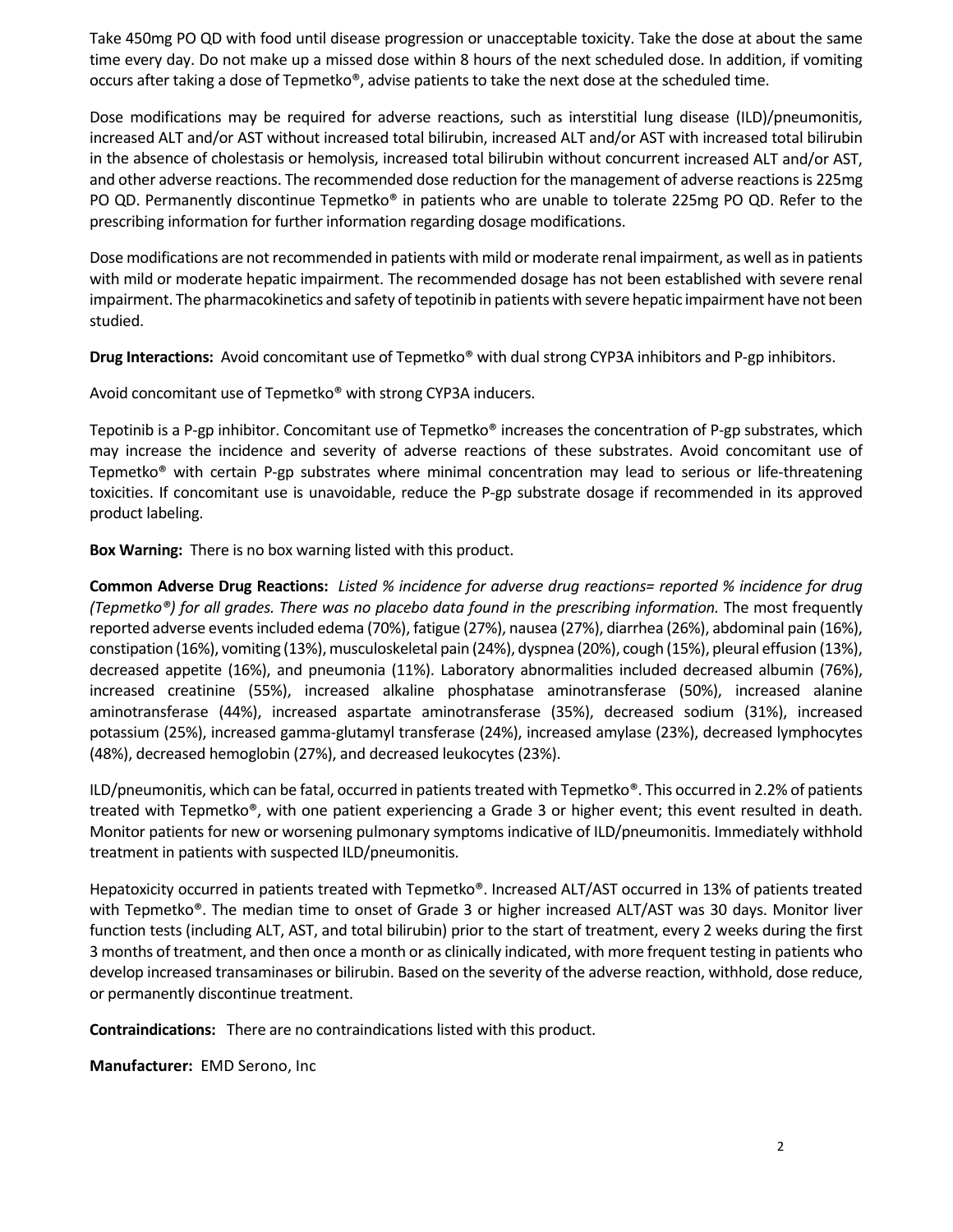Take 450mg PO QD with food until disease progression or unacceptable toxicity. Take the dose at about the same time every day. Do not make up a missed dose within 8 hours of the next scheduled dose. In addition, if vomiting occurs after taking a dose of Tepmetko®, advise patients to take the next dose at the scheduled time.

Dose modifications may be required for adverse reactions, such as interstitial lung disease (ILD)/pneumonitis, increased ALT and/or AST without increased total bilirubin, increased ALT and/or AST with increased total bilirubin in the absence of cholestasis or hemolysis, increased total bilirubin without concurrent increased ALT and/or AST, and other adverse reactions. The recommended dose reduction for the management of adverse reactions is 225mg PO QD. Permanently discontinue Tepmetko® in patients who are unable to tolerate 225mg PO QD. Refer to the prescribing information for further information regarding dosage modifications.

Dose modifications are not recommended in patients with mild or moderate renal impairment, as well as in patients with mild or moderate hepatic impairment. The recommended dosage has not been established with severe renal impairment. The pharmacokinetics and safety of tepotinib in patients with severe hepatic impairment have not been studied.

**Drug Interactions:** Avoid concomitant use of Tepmetko® with dual strong CYP3A inhibitors and P-gp inhibitors.

Avoid concomitant use of Tepmetko® with strong CYP3A inducers.

Tepotinib is a P-gp inhibitor. Concomitant use of Tepmetko® increases the concentration of P-gp substrates, which may increase the incidence and severity of adverse reactions of these substrates. Avoid concomitant use of Tepmetko® with certain P-gp substrates where minimal concentration may lead to serious or life-threatening toxicities. If concomitant use is unavoidable, reduce the P-gp substrate dosage if recommended in its approved product labeling.

**Box Warning:** There is no box warning listed with this product.

**Common Adverse Drug Reactions:** *Listed % incidence for adverse drug reactions= reported % incidence for drug (Tepmetko®) for all grades. There was no placebo data found in the prescribing information.* The most frequently reported adverse events included edema (70%), fatigue (27%), nausea (27%), diarrhea (26%), abdominal pain (16%), constipation (16%), vomiting (13%), musculoskeletal pain (24%), dyspnea (20%), cough (15%), pleural effusion (13%), decreased appetite (16%), and pneumonia (11%). Laboratory abnormalities included decreased albumin (76%), increased creatinine (55%), increased alkaline phosphatase aminotransferase (50%), increased alanine aminotransferase (44%), increased aspartate aminotransferase (35%), decreased sodium (31%), increased potassium (25%), increased gamma-glutamyl transferase (24%), increased amylase (23%), decreased lymphocytes (48%), decreased hemoglobin (27%), and decreased leukocytes (23%).

ILD/pneumonitis, which can be fatal, occurred in patients treated with Tepmetko®. This occurred in 2.2% of patients treated with Tepmetko®, with one patient experiencing a Grade 3 or higher event; this event resulted in death. Monitor patients for new or worsening pulmonary symptoms indicative of ILD/pneumonitis. Immediately withhold treatment in patients with suspected ILD/pneumonitis.

Hepatoxicity occurred in patients treated with Tepmetko®. Increased ALT/AST occurred in 13% of patients treated with Tepmetko®. The median time to onset of Grade 3 or higher increased ALT/AST was 30 days. Monitor liver function tests (including ALT, AST, and total bilirubin) prior to the start of treatment, every 2 weeks during the first 3 months of treatment, and then once a month or as clinically indicated, with more frequent testing in patients who develop increased transaminases or bilirubin. Based on the severity of the adverse reaction, withhold, dose reduce, or permanently discontinue treatment.

**Contraindications:** There are no contraindications listed with this product.

**Manufacturer:** EMD Serono, Inc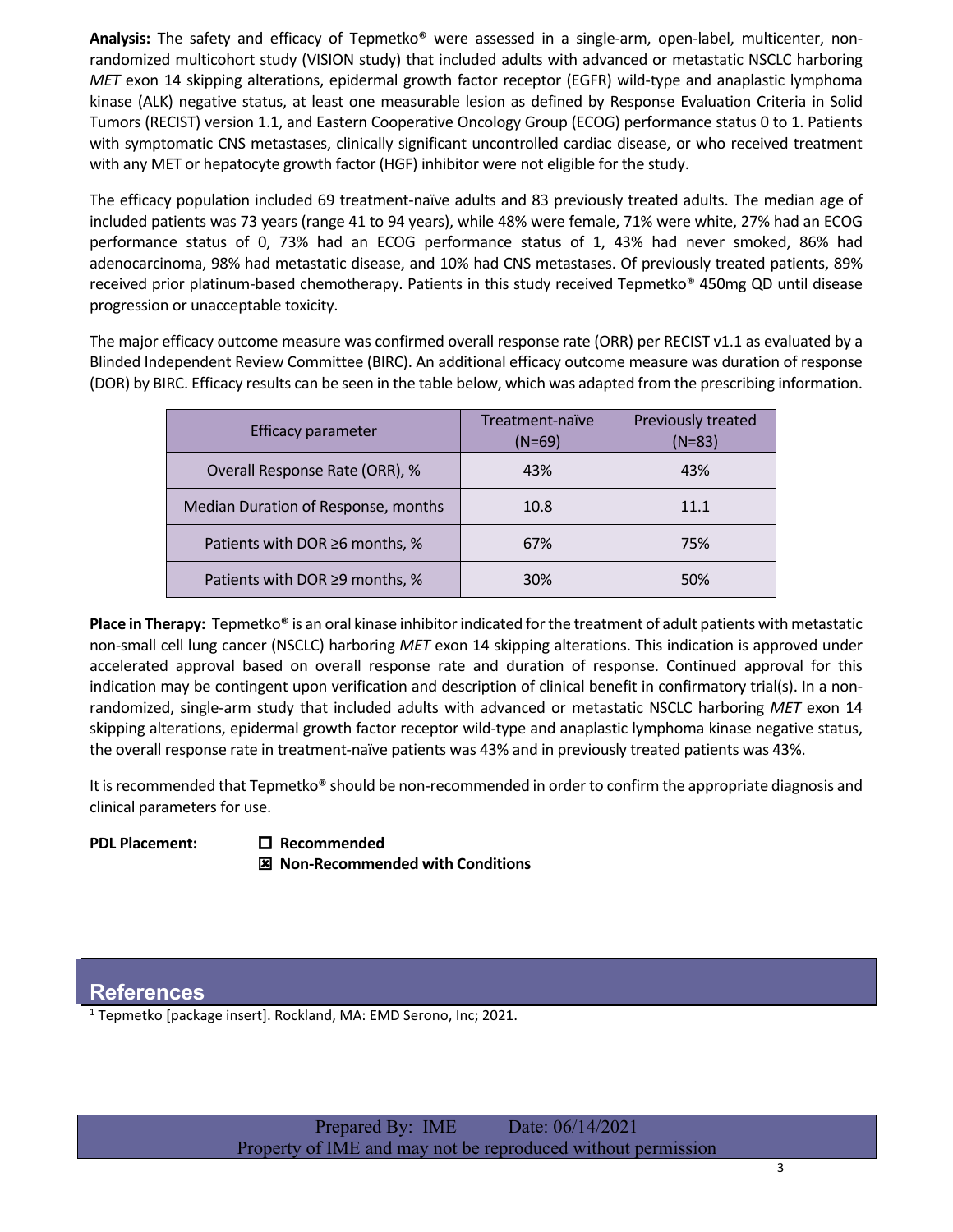**Analysis:** The safety and efficacy of Tepmetko® were assessed in a single-arm, open-label, multicenter, non-randomized multicohort study (VISION study) that included adults with advanced or metastatic NSCLC harboring *MET* exon 14 skipping alterations, epidermal growth factor receptor (EGFR) wild-type and anaplastic lymphoma kinase (ALK) negative status, at least one measurable lesion as defined by Response Evaluation Criteria in Solid Tumors (RECIST) version 1.1, and Eastern Cooperative Oncology Group (ECOG) performance status 0 to 1. Patients with symptomatic CNS metastases, clinically significant uncontrolled cardiac disease, or who received treatment with any MET or hepatocyte growth factor (HGF) inhibitor were not eligible for the study.

The efficacy population included 69 treatment-naïve adults and 83 previously treated adults. The median age of included patients was 73 years (range 41 to 94 years), while 48% were female, 71% were white, 27% had an ECOG performance status of 0, 73% had an ECOG performance status of 1, 43% had never smoked, 86% had adenocarcinoma, 98% had metastatic disease, and 10% had CNS metastases. Of previously treated patients, 89% received prior platinum-based chemotherapy. Patients in this study received Tepmetko® 450mg QD until disease progression or unacceptable toxicity.

The major efficacy outcome measure was confirmed overall response rate (ORR) per RECIST v1.1 as evaluated by a Blinded Independent Review Committee (BIRC). An additional efficacy outcome measure was duration of response (DOR) by BIRC. Efficacy results can be seen in the table below, which was adapted from the prescribing information.

| Efficacy parameter | Treatment-naïve (N=69) | Previously treated (N=83) |
|---|---|---|
| Overall Response Rate (ORR), % | 43% | 43% |
| Median Duration of Response, months | 10.8 | 11.1 |
| Patients with DOR ≥6 months, % | 67% | 75% |
| Patients with DOR ≥9 months, % | 30% | 50% |

**Place in Therapy:** Tepmetko® is an oral kinase inhibitor indicated for the treatment of adult patients with metastatic non-small cell lung cancer (NSCLC) harboring *MET* exon 14 skipping alterations. This indication is approved under accelerated approval based on overall response rate and duration of response. Continued approval for this indication may be contingent upon verification and description of clinical benefit in confirmatory trial(s). In a non-randomized, single-arm study that included adults with advanced or metastatic NSCLC harboring *MET* exon 14 skipping alterations, epidermal growth factor receptor wild-type and anaplastic lymphoma kinase negative status, the overall response rate in treatment-naïve patients was 43% and in previously treated patients was 43%.

It is recommended that Tepmetko® should be non-recommended in order to confirm the appropriate diagnosis and clinical parameters for use.

**PDL Placement:** ☐ **Recommended**
☒ **Non-Recommended with Conditions**

## References

[1] Tepmetko [package insert]. Rockland, MA: EMD Serono, Inc; 2021.

Prepared By: IME Date: 06/14/2021
Property of IME and may not be reproduced without permission